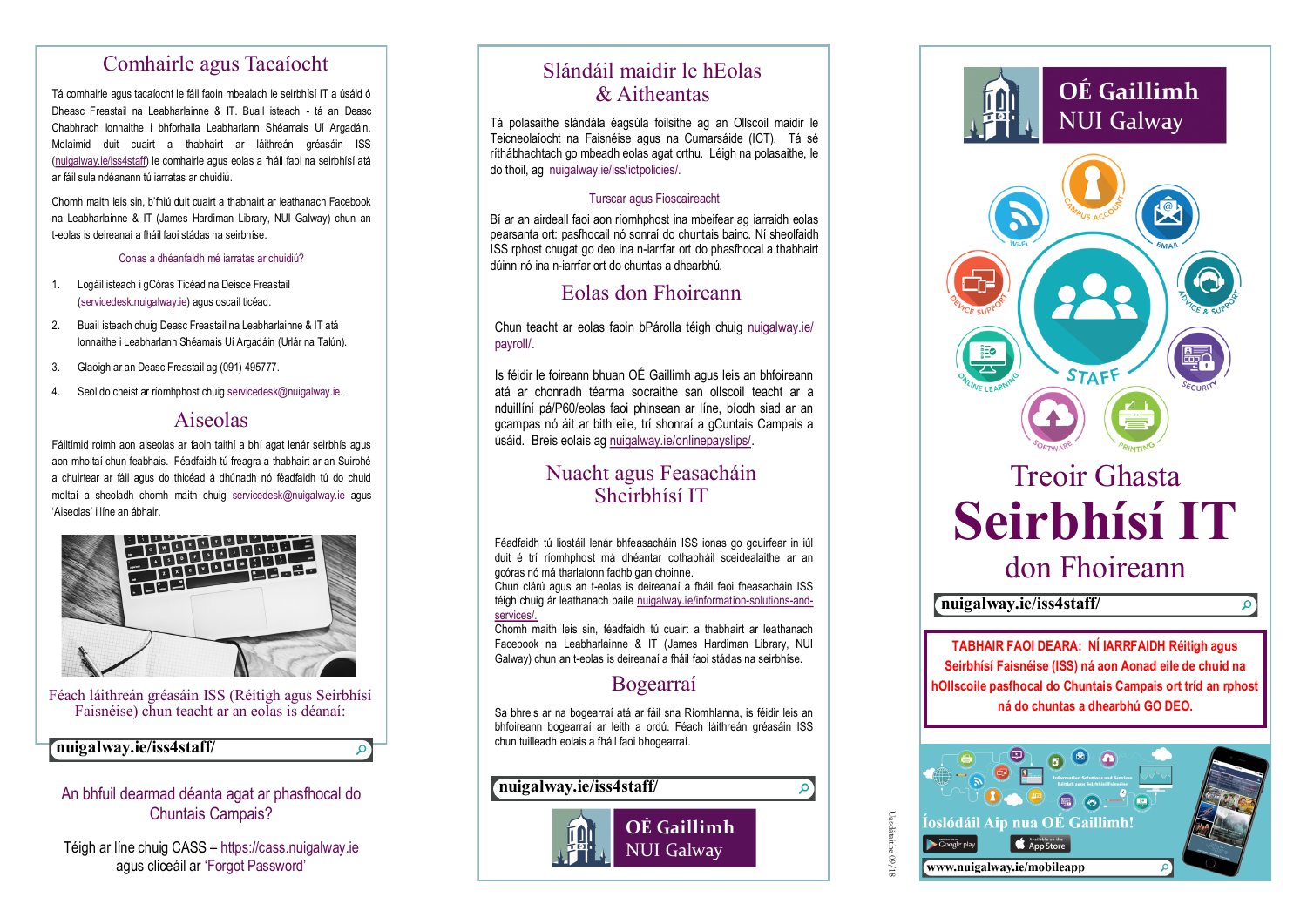## Comhairle agus Tacaíocht

Tá comhairle agus tacaíocht le fáil faoin mbealach le seirbhísí IT a úsáid ó Dheasc Freastail na Leabharlainne & IT. Buail isteach - tá an Deasc Chabhrach lonnaithe i bhforhalla Leabharlann Shéamais Uí Argadáin. Molaimid duit cuairt a thabhairt ar láithreán gréasáin ISS (nuigalway.ie/iss4staff) le comhairle agus eolas a fháil faoi na seirbhísí atá ar fáil sula ndéanann tú iarratas ar chuidiú.

Chomh maith leis sin, b'fhiú duit cuairt a thabhairt ar leathanach Facebook na Leabharlainne & IT (James Hardiman Library, NUI Galway) chun an t-eolas is deireanaí a fháil faoi stádas na seirbhíse.

### Conas a dhéanfaidh mé iarratas ar chuidiú?

1. Logáil isteach i gCóras Ticéad na Deisce Freastail (servicedesk.nuigalway.ie) agus oscail ticéad.
2. Buail isteach chuig Deasc Freastail na Leabharlainne & IT atá lonnaithe i Leabharlann Shéamais Uí Argadáin (Urlár na Talún).
3. Glaoigh ar an Deasc Freastail ag (091) 495777.
4. Seol do cheist ar ríomhphost chuig servicedesk@nuigalway.ie.

## Aiseolas

Fáiltímid roimh aon aiseolas ar faoin taithí a bhí agat lenár seirbhís agus aon mholtaí chun feabhais. Féadfaidh tú freagra a thabhairt ar an Suirbhé a chuirtear ar fáil agus do thicéad á dhúnadh nó féadfaidh tú do chuid moltaí a sheoladh chomh maith chuig servicedesk@nuigalway.ie agus 'Aiseolas' i líne an ábhair.

Féach láithreán gréasáin ISS (Réitigh agus Seirbhísí Faisnéise) chun teacht ar an eolas is déanaí:

**nuigalway.ie/iss4staff/**

An bhfuil dearmad déanta agat ar phasfhocal do Chuntais Campais?

Téigh ar líne chuig CASS – https://cass.nuigalway.ie agus cliceáil ar 'Forgot Password'

## Slándáil maidir le hEolas & Aitheantas

Tá polasaithe slándála éagsúla foilsithe ag an Ollscoil maidir le Teicneolaíocht na Faisnéise agus na Cumarsáide (ICT). Tá sé ríthábhachtach go mbeadh eolas agat orthu. Léigh na polasaithe, le do thoil, ag nuigalway.ie/iss/ictpolicies/.

### Turscar agus Fioscaireacht

Bí ar an airdeall faoi aon ríomhphost ina mbeifear ag iarraidh eolas pearsanta ort: pasfhocail nó sonraí do chuntais bainc. Ní sheolfaidh ISS rphost chugat go deo ina n-iarrfar ort do phasfhocal a thabhairt dúinn nó ina n-iarrfar ort do chuntas a dhearbhú.

## Eolas don Fhoireann

Chun teacht ar eolas faoin bPárolla téigh chuig nuigalway.ie/payroll/.

Is féidir le foireann bhuan OÉ Gaillimh agus leis an bhfoireann atá ar chonradh téarma socraithe san ollscoil teacht ar a nduillíní pá/P60/eolas faoi phinsean ar líne, bíodh siad ar an gcampas nó áit ar bith eile, trí shonraí a gCuntais Campais a úsáid. Breis eolais ag nuigalway.ie/onlinepayslips/.

## Nuacht agus Feasacháin Sheirbhísí IT

Féadfaidh tú liostáil lenár bhfeasacháin ISS ionas go gcuirfear in iúl duit é trí ríomhphost má dhéantar cothabháil sceidealaithe ar an gcóras nó má tharlaíonn fadhb gan choinne.
Chun clárú agus an t-eolas is deireanaí a fháil faoi fheasacháin ISS téigh chuig ár leathanach baile nuigalway.ie/information-solutions-and-services/.
Chomh maith leis sin, féadfaidh tú cuairt a thabhairt ar leathanach Facebook na Leabharlainne & IT (James Hardiman Library, NUI Galway) chun an t-eolas is deireanaí a fháil faoi stádas na seirbhíse.

## Bogearraí

Sa bhreis ar na bogearraí atá ar fáil sna Ríomhlanna, is féidir leis an bhfoireann bogearraí ar leith a ordú. Féach láithreán gréasáin ISS chun tuilleadh eolais a fháil faoi bhogearraí.

**nuigalway.ie/iss4staff/**

OÉ Gaillimh
NUI Galway

Uasdátaithe 09/18

OÉ Gaillimh
NUI Galway

# Treoir Ghasta
# Seirbhísí IT
# don Fhoireann

**nuigalway.ie/iss4staff/**

**TABHAIR FAOI DEARA: NÍ IARRFAIDH Réitigh agus Seirbhísí Faisnéise (ISS) ná aon Aonad eile de chuid na hOllscoile pasfhocal do Chuntais Campais ort tríd an rphost ná do chuntas a dhearbhú GO DEO.**

Íoslódáil Aip nua OÉ Gaillimh!

www.nuigalway.ie/mobileapp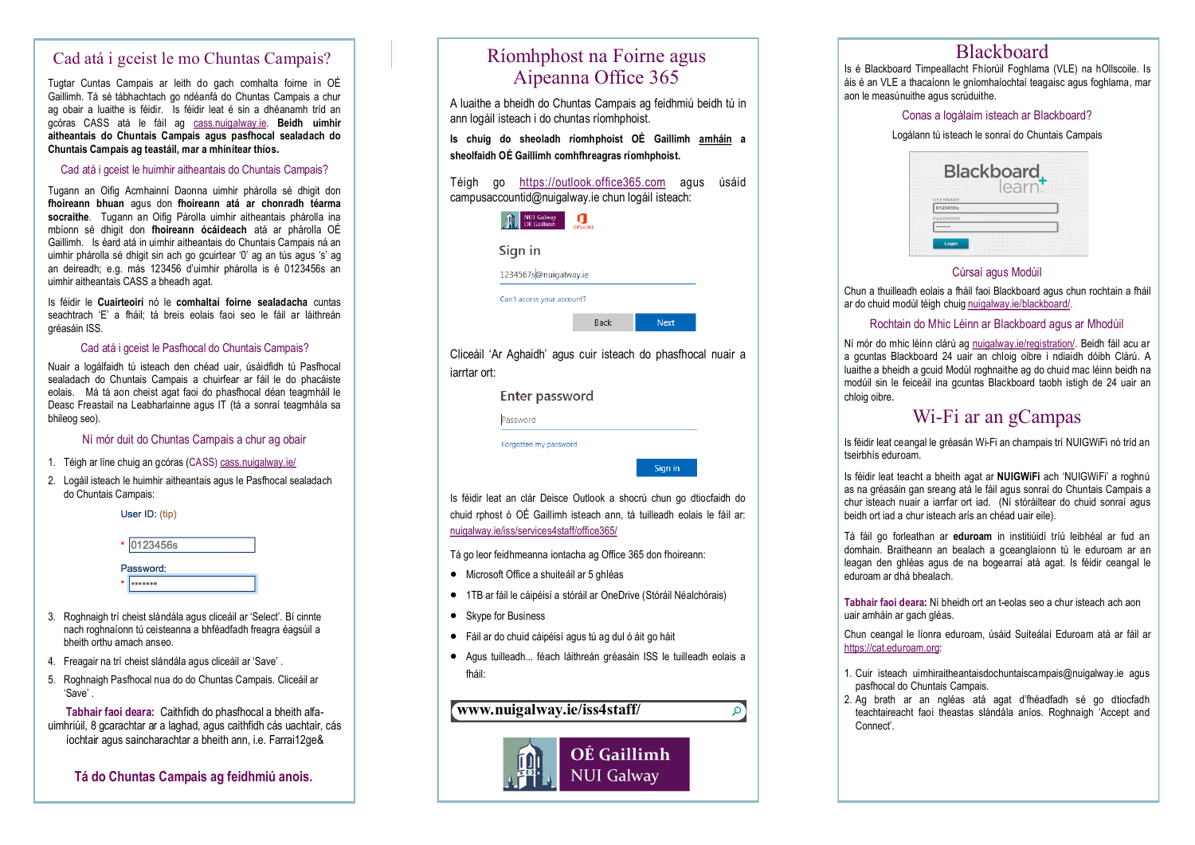## Cad atá i gceist le mo Chuntas Campais?

Tugtar Cuntas Campais ar leith do gach comhalta foirne in OÉ Gaillimh. Tá sé tábhachtach go ndéanfá do Chuntas Campais a chur ag obair a luaithe is féidir. Is féidir leat é sin a dhéanamh tríd an gcóras CASS atá le fáil ag cass.nuigalway.ie. **Beidh uimhir aitheantais do Chuntais Campais agus pasfhocal sealadach do Chuntais Campais ag teastáil, mar a mhínítear thíos.**

### Cad atá i gceist le huimhir aitheantais do Chuntais Campais?

Tugann an Oifig Acmhainní Daonna uimhir phárolla sé dhigit don **fhoireann bhuan** agus don **fhoireann atá ar chonradh téarma socraithe**. Tugann an Oifig Párolla uimhir aitheantais phárolla ina mbíonn sé dhigit don **fhoireann ócáideach** atá ar phárolla OÉ Gaillimh. Is éard atá in uimhir aitheantais do Chuntais Campais ná an uimhir phárolla sé dhigit sin ach go gcuirtear '0' ag an tús agus 's' ag an deireadh; e.g. más 123456 d'uimhir phárolla is é 0123456s an uimhir aitheantais CASS a bheadh agat.

Is féidir le **Cuairteoirí** nó le **comhaltaí foirne sealadacha** cuntas seachtrach 'E' a fháil; tá breis eolais faoi seo le fáil ar láithreán gréasáin ISS.

### Cad atá i gceist le Pasfhocal do Chuntais Campais?

Nuair a logálfaidh tú isteach den chéad uair, úsáidfidh tú Pasfhocal sealadach do Chuntais Campais a chuirfear ar fáil le do phacáiste eolais. Má tá aon cheist agat faoi do phasfhocal déan teagmháil le Deasc Freastail na Leabharlainne agus IT (tá a sonraí teagmhála sa bhileog seo).

### Ní mór duit do Chuntas Campais a chur ag obair

1. Téigh ar líne chuig an gcóras (CASS) cass.nuigalway.ie/
2. Logáil isteach le huimhir aitheantais agus le Pasfhocal sealadach do Chuntais Campais:

User ID: (tip)
* 0123456s
Password:
* •••••••

3. Roghnaigh trí cheist slándála agus cliceáil ar 'Select'. Bí cinnte nach roghnaíonn tú ceisteanna a bhféadfadh freagra éagsúil a bheith orthu amach anseo.
4. Freagair na trí cheist slándála agus cliceáil ar 'Save' .
5. Roghnaigh Pasfhocal nua do do Chuntas Campais. Cliceáil ar 'Save' .

**Tabhair faoi deara:** Caithfidh do phasfhocal a bheith alfa-uimhriúil, 8 gcarachtar ar a laghad, agus caithfidh cás uachtair, cás íochtair agus saincharachtar a bheith ann, i.e. Farrai12ge&

**Tá do Chuntas Campais ag feidhmiú anois.**

## Ríomhphost na Foirne agus Aipeanna Office 365

A luaithe a bheidh do Chuntas Campais ag feidhmiú beidh tú in ann logáil isteach i do chuntas ríomhphoist.

**Is chuig do sheoladh ríomhphoist OÉ Gaillimh amháin a sheolfaidh OÉ Gaillimh comhfhreagras ríomhphoist.**

Téigh go https://outlook.office365.com agus úsáid campusaccountid@nuigalway.ie chun logáil isteach:

NUI Galway OÉ Gaillimh
Office 365
Sign in
1234567s@nuigalway.ie
Can't access your account?
Back Next

Cliceáil 'Ar Aghaidh' agus cuir isteach do phasfhocal nuair a iarrtar ort:

Enter password
Password
Forgotten my password
Sign in

Is féidir leat an clár Deisce Outlook a shocrú chun go dtiocfaidh do chuid rphost ó OÉ Gaillimh isteach ann, tá tuilleadh eolais le fáil ar: nuigalway.ie/iss/services4staff/office365/

Tá go leor feidhmeanna iontacha ag Office 365 don fhoireann:

- Microsoft Office a shuiteáil ar 5 ghléas
- 1TB ar fáil le cáipéisí a stóráil ar OneDrive (Stóráil Néalchórais)
- Skype for Business
- Fáil ar do chuid cáipéisí agus tú ag dul ó áit go háit
- Agus tuilleadh... féach láithreán gréasáin ISS le tuilleadh eolais a fháil:

**www.nuigalway.ie/iss4staff/**

OÉ Gaillimh
NUI Galway

## Blackboard

Is é Blackboard Timpeallacht Fhíorúil Foghlama (VLE) na hOllscoile. Is áis é an VLE a thacaíonn le gníomhaíochtaí teagaisc agus foghlama, mar aon le measúnuithe agus scrúduithe.

### Conas a logálaim isteach ar Blackboard?

Logálann tú isteach le sonraí do Chuntais Campais

Blackboard learn
USERNAME
0123456s
PASSWORD
Login

### Cúrsaí agus Modúil

Chun a thuilleadh eolais a fháil faoi Blackboard agus chun rochtain a fháil ar do chuid modúl téigh chuig nuigalway.ie/blackboard/.

### Rochtain do Mhic Léinn ar Blackboard agus ar Mhodúil

Ní mór do mhic léinn clárú ag nuigalway.ie/registration/. Beidh fáil acu ar a gcuntas Blackboard 24 uair an chloig oibre i ndiaidh dóibh Clárú. A luaithe a bheidh a gcuid Modúl roghnaithe ag do chuid mac léinn beidh na modúil sin le feiceáil ina gcuntas Blackboard taobh istigh de 24 uair an chloig oibre.

## Wi-Fi ar an gCampas

Is féidir leat ceangal le gréasán Wi-Fi an champais trí NUIGWiFi nó tríd an tseirbhís eduroam.

Is féidir leat teacht a bheith agat ar **NUIGWiFi** ach 'NUIGWiFi' a roghnú as na gréasáin gan sreang atá le fáil agus sonraí do Chuntais Campais a chur isteach nuair a iarrfar ort iad. (Ní stóráiltear do chuid sonraí agus beidh ort iad a chur isteach arís an chéad uair eile).

Tá fáil go forleathan ar **eduroam** in institiúidí tríú leibhéal ar fud an domhain. Braitheann an bealach a gceanglaíonn tú le eduroam ar an leagan den ghléas agus de na bogearraí atá agat. Is féidir ceangal le eduroam ar dhá bhealach.

**Tabhair faoi deara:** Ní bheidh ort an t-eolas seo a chur isteach ach aon uair amháin ar gach gléas.

Chun ceangal le líonra eduroam, úsáid Suiteálaí Eduroam atá ar fáil ar https://cat.eduroam.org:

1. Cuir isteach uimhiraitheantaisdochuntaiscampais@nuigalway.ie agus pasfhocal do Chuntais Campais.
2. Ag brath ar an ngléas atá agat d'fhéadfadh sé go dtiocfadh teachtaireacht faoi theastas slándála aníos. Roghnaigh 'Accept and Connect'.